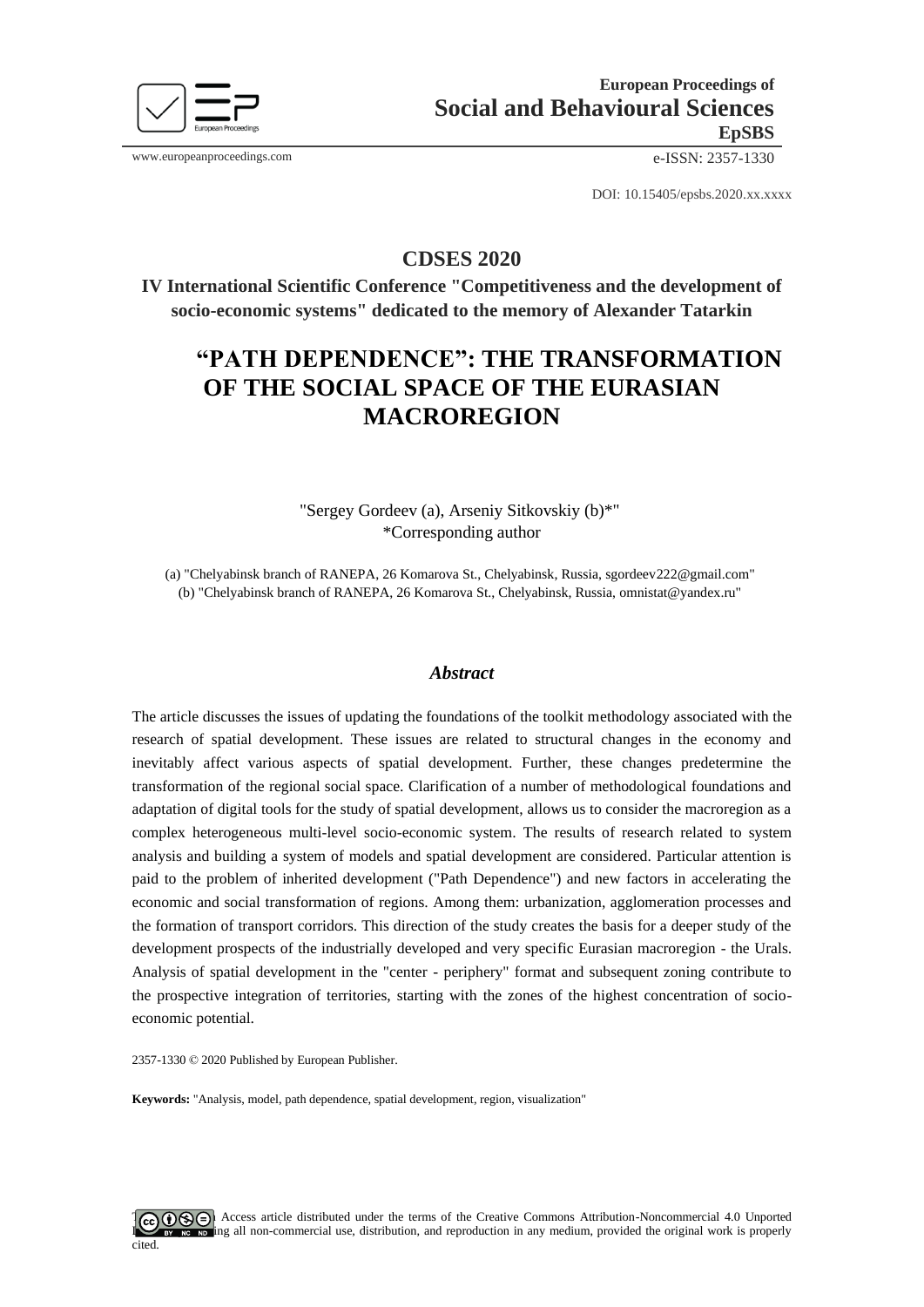European Proceedings of
**Social and Behavioural Sciences**
**EpSBS**

www.europeanproceedings.com e-ISSN: 2357-1330

DOI: 10.15405/epsbs.2020.xx.xxxx

## CDSES 2020

**IV International Scientific Conference "Competitiveness and the development of socio-economic systems" dedicated to the memory of Alexander Tatarkin**

# "PATH DEPENDENCE": THE TRANSFORMATION OF THE SOCIAL SPACE OF THE EURASIAN MACROREGION

"Sergey Gordeev (a), Arseniy Sitkovskiy (b)*"
*Corresponding author

(a) "Chelyabinsk branch of RANEPA, 26 Komarova St., Chelyabinsk, Russia, sgordeev222@gmail.com"
(b) "Chelyabinsk branch of RANEPA, 26 Komarova St., Chelyabinsk, Russia, omnistat@yandex.ru"

### *Abstract*

The article discusses the issues of updating the foundations of the toolkit methodology associated with the research of spatial development. These issues are related to structural changes in the economy and inevitably affect various aspects of spatial development. Further, these changes predetermine the transformation of the regional social space. Clarification of a number of methodological foundations and adaptation of digital tools for the study of spatial development, allows us to consider the macroregion as a complex heterogeneous multi-level socio-economic system. The results of research related to system analysis and building a system of models and spatial development are considered. Particular attention is paid to the problem of inherited development ("Path Dependence") and new factors in accelerating the economic and social transformation of regions. Among them: urbanization, agglomeration processes and the formation of transport corridors. This direction of the study creates the basis for a deeper study of the development prospects of the industrially developed and very specific Eurasian macroregion - the Urals. Analysis of spatial development in the "center - periphery" format and subsequent zoning contribute to the prospective integration of territories, starting with the zones of the highest concentration of socio-economic potential.

2357-1330 © 2020 Published by European Publisher.

**Keywords:** "Analysis, model, path dependence, spatial development, region, visualization"

This is an Open Access article distributed under the terms of the Creative Commons Attribution-Noncommercial 4.0 Unported License, permitting all non-commercial use, distribution, and reproduction in any medium, provided the original work is properly cited.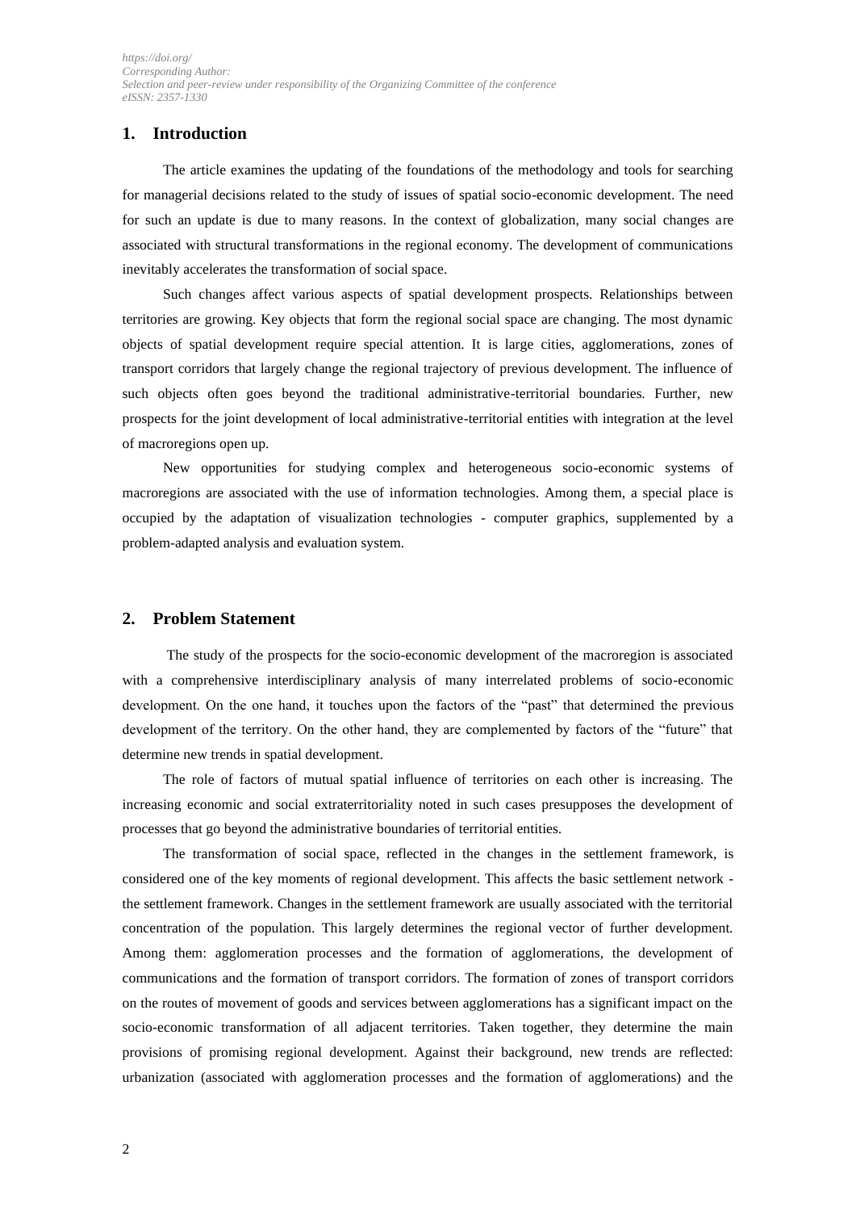## 1. Introduction

The article examines the updating of the foundations of the methodology and tools for searching for managerial decisions related to the study of issues of spatial socio-economic development. The need for such an update is due to many reasons. In the context of globalization, many social changes are associated with structural transformations in the regional economy. The development of communications inevitably accelerates the transformation of social space.

Such changes affect various aspects of spatial development prospects. Relationships between territories are growing. Key objects that form the regional social space are changing. The most dynamic objects of spatial development require special attention. It is large cities, agglomerations, zones of transport corridors that largely change the regional trajectory of previous development. The influence of such objects often goes beyond the traditional administrative-territorial boundaries. Further, new prospects for the joint development of local administrative-territorial entities with integration at the level of macroregions open up.

New opportunities for studying complex and heterogeneous socio-economic systems of macroregions are associated with the use of information technologies. Among them, a special place is occupied by the adaptation of visualization technologies - computer graphics, supplemented by a problem-adapted analysis and evaluation system.

## 2. Problem Statement

The study of the prospects for the socio-economic development of the macroregion is associated with a comprehensive interdisciplinary analysis of many interrelated problems of socio-economic development. On the one hand, it touches upon the factors of the "past" that determined the previous development of the territory. On the other hand, they are complemented by factors of the "future" that determine new trends in spatial development.

The role of factors of mutual spatial influence of territories on each other is increasing. The increasing economic and social extraterritoriality noted in such cases presupposes the development of processes that go beyond the administrative boundaries of territorial entities.

The transformation of social space, reflected in the changes in the settlement framework, is considered one of the key moments of regional development. This affects the basic settlement network - the settlement framework. Changes in the settlement framework are usually associated with the territorial concentration of the population. This largely determines the regional vector of further development. Among them: agglomeration processes and the formation of agglomerations, the development of communications and the formation of transport corridors. The formation of zones of transport corridors on the routes of movement of goods and services between agglomerations has a significant impact on the socio-economic transformation of all adjacent territories. Taken together, they determine the main provisions of promising regional development. Against their background, new trends are reflected: urbanization (associated with agglomeration processes and the formation of agglomerations) and the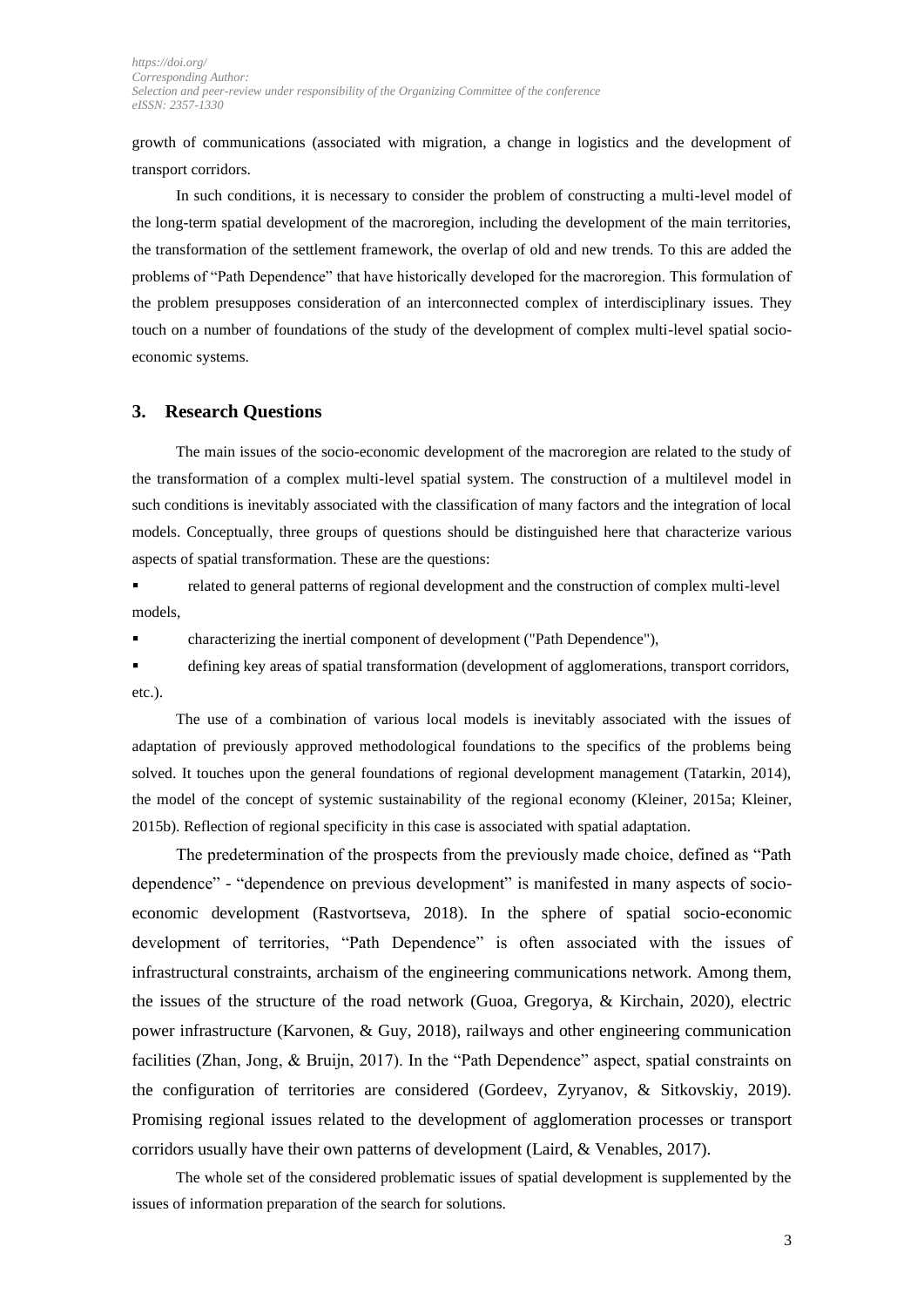growth of communications (associated with migration, a change in logistics and the development of transport corridors.

In such conditions, it is necessary to consider the problem of constructing a multi-level model of the long-term spatial development of the macroregion, including the development of the main territories, the transformation of the settlement framework, the overlap of old and new trends. To this are added the problems of "Path Dependence" that have historically developed for the macroregion. This formulation of the problem presupposes consideration of an interconnected complex of interdisciplinary issues. They touch on a number of foundations of the study of the development of complex multi-level spatial socio-economic systems.

## 3. Research Questions

The main issues of the socio-economic development of the macroregion are related to the study of the transformation of a complex multi-level spatial system. The construction of a multilevel model in such conditions is inevitably associated with the classification of many factors and the integration of local models. Conceptually, three groups of questions should be distinguished here that characterize various aspects of spatial transformation. These are the questions:

- related to general patterns of regional development and the construction of complex multi-level models,
- characterizing the inertial component of development ("Path Dependence"),
- defining key areas of spatial transformation (development of agglomerations, transport corridors, etc.).

The use of a combination of various local models is inevitably associated with the issues of adaptation of previously approved methodological foundations to the specifics of the problems being solved. It touches upon the general foundations of regional development management (Tatarkin, 2014), the model of the concept of systemic sustainability of the regional economy (Kleiner, 2015a; Kleiner, 2015b). Reflection of regional specificity in this case is associated with spatial adaptation.

The predetermination of the prospects from the previously made choice, defined as "Path dependence" - "dependence on previous development" is manifested in many aspects of socio-economic development (Rastvortseva, 2018). In the sphere of spatial socio-economic development of territories, "Path Dependence" is often associated with the issues of infrastructural constraints, archaism of the engineering communications network. Among them, the issues of the structure of the road network (Guoa, Gregorya, & Kirchain, 2020), electric power infrastructure (Karvonen, & Guy, 2018), railways and other engineering communication facilities (Zhan, Jong, & Bruijn, 2017). In the "Path Dependence" aspect, spatial constraints on the configuration of territories are considered (Gordeev, Zyryanov, & Sitkovskiy, 2019). Promising regional issues related to the development of agglomeration processes or transport corridors usually have their own patterns of development (Laird, & Venables, 2017).

The whole set of the considered problematic issues of spatial development is supplemented by the issues of information preparation of the search for solutions.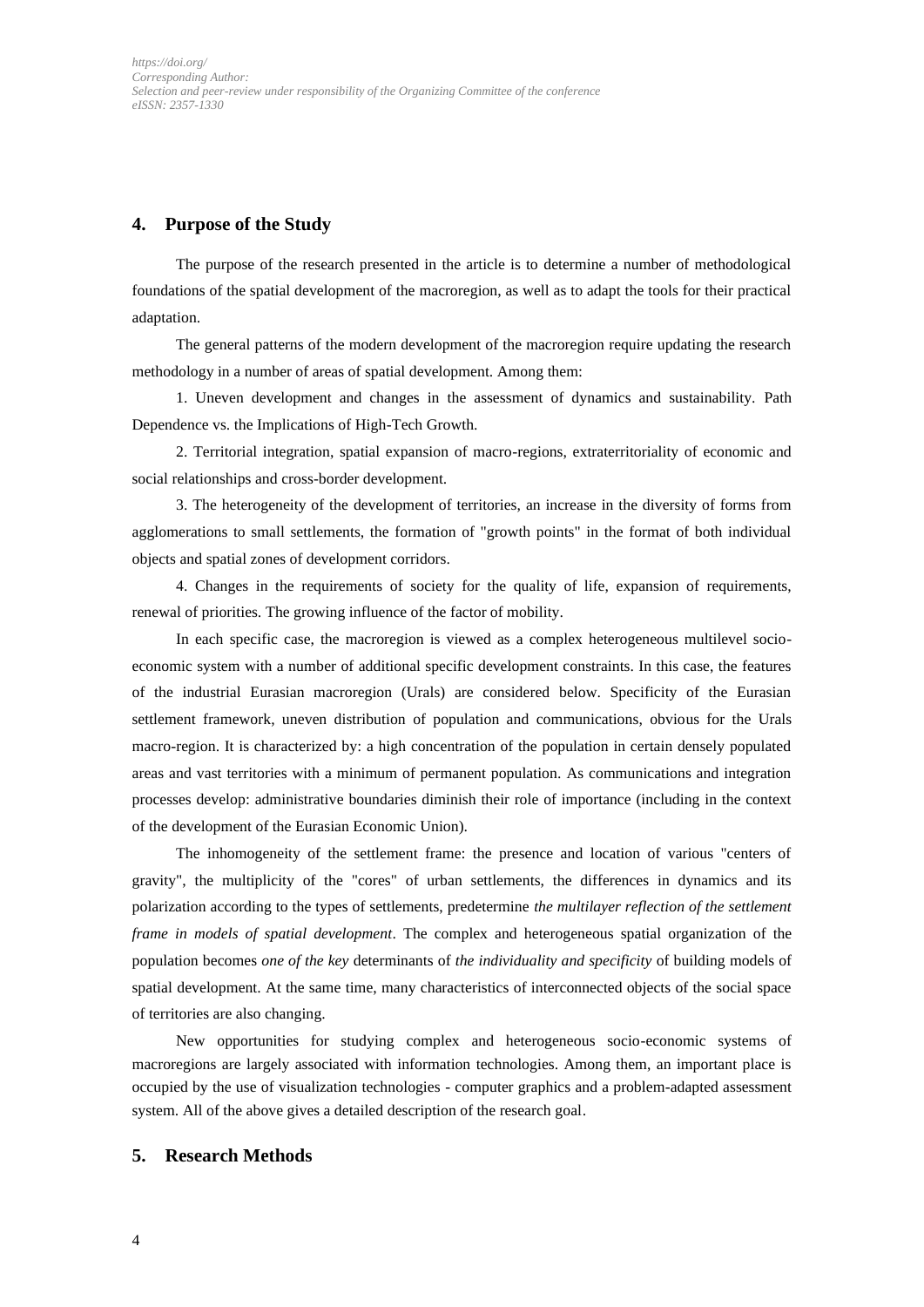## 4. Purpose of the Study

The purpose of the research presented in the article is to determine a number of methodological foundations of the spatial development of the macroregion, as well as to adapt the tools for their practical adaptation.

The general patterns of the modern development of the macroregion require updating the research methodology in a number of areas of spatial development. Among them:

1. Uneven development and changes in the assessment of dynamics and sustainability. Path Dependence vs. the Implications of High-Tech Growth.

2. Territorial integration, spatial expansion of macro-regions, extraterritoriality of economic and social relationships and cross-border development.

3. The heterogeneity of the development of territories, an increase in the diversity of forms from agglomerations to small settlements, the formation of "growth points" in the format of both individual objects and spatial zones of development corridors.

4. Changes in the requirements of society for the quality of life, expansion of requirements, renewal of priorities. The growing influence of the factor of mobility.

In each specific case, the macroregion is viewed as a complex heterogeneous multilevel socio-economic system with a number of additional specific development constraints. In this case, the features of the industrial Eurasian macroregion (Urals) are considered below. Specificity of the Eurasian settlement framework, uneven distribution of population and communications, obvious for the Urals macro-region. It is characterized by: a high concentration of the population in certain densely populated areas and vast territories with a minimum of permanent population. As communications and integration processes develop: administrative boundaries diminish their role of importance (including in the context of the development of the Eurasian Economic Union).

The inhomogeneity of the settlement frame: the presence and location of various "centers of gravity", the multiplicity of the "cores" of urban settlements, the differences in dynamics and its polarization according to the types of settlements, predetermine *the multilayer reflection of the settlement frame in models of spatial development*. The complex and heterogeneous spatial organization of the population becomes *one of the key* determinants of *the individuality and specificity* of building models of spatial development. At the same time, many characteristics of interconnected objects of the social space of territories are also changing.

New opportunities for studying complex and heterogeneous socio-economic systems of macroregions are largely associated with information technologies. Among them, an important place is occupied by the use of visualization technologies - computer graphics and a problem-adapted assessment system. All of the above gives a detailed description of the research goal.

## 5. Research Methods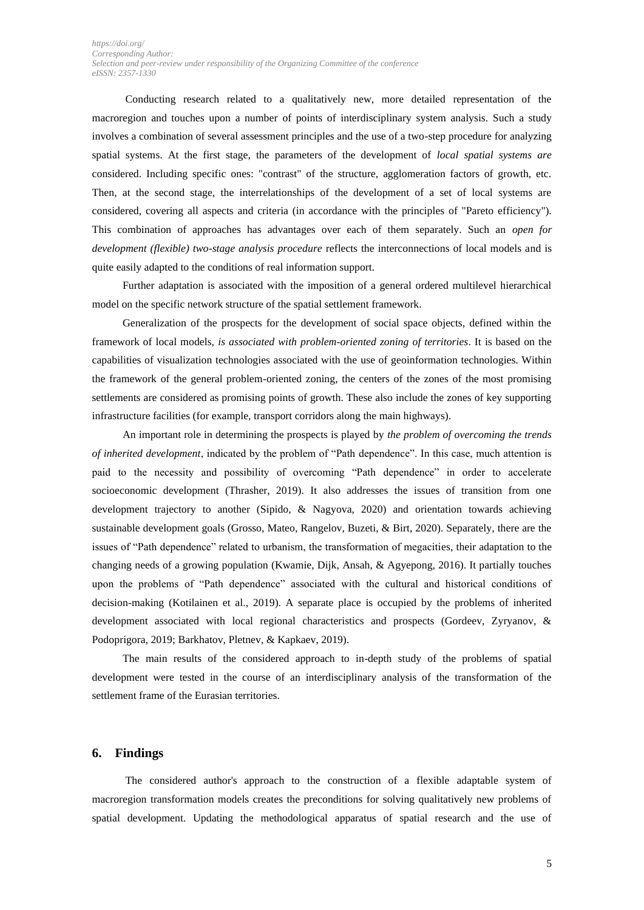Conducting research related to a qualitatively new, more detailed representation of the macroregion and touches upon a number of points of interdisciplinary system analysis. Such a study involves a combination of several assessment principles and the use of a two-step procedure for analyzing spatial systems. At the first stage, the parameters of the development of *local spatial systems are* considered. Including specific ones: "contrast" of the structure, agglomeration factors of growth, etc. Then, at the second stage, the interrelationships of the development of a set of local systems are considered, covering all aspects and criteria (in accordance with the principles of "Pareto efficiency"). This combination of approaches has advantages over each of them separately. Such an *open for development (flexible) two-stage analysis procedure* reflects the interconnections of local models and is quite easily adapted to the conditions of real information support.

Further adaptation is associated with the imposition of a general ordered multilevel hierarchical model on the specific network structure of the spatial settlement framework.

Generalization of the prospects for the development of social space objects, defined within the framework of local models, *is associated with problem-oriented zoning of territories*. It is based on the capabilities of visualization technologies associated with the use of geoinformation technologies. Within the framework of the general problem-oriented zoning, the centers of the zones of the most promising settlements are considered as promising points of growth. These also include the zones of key supporting infrastructure facilities (for example, transport corridors along the main highways).

An important role in determining the prospects is played by *the problem of overcoming the trends of inherited development*, indicated by the problem of "Path dependence". In this case, much attention is paid to the necessity and possibility of overcoming "Path dependence" in order to accelerate socioeconomic development (Thrasher, 2019). It also addresses the issues of transition from one development trajectory to another (Sipido, & Nagyova, 2020) and orientation towards achieving sustainable development goals (Grosso, Mateo, Rangelov, Buzeti, & Birt, 2020). Separately, there are the issues of "Path dependence" related to urbanism, the transformation of megacities, their adaptation to the changing needs of a growing population (Kwamie, Dijk, Ansah, & Agyepong, 2016). It partially touches upon the problems of "Path dependence" associated with the cultural and historical conditions of decision-making (Kotilainen et al., 2019). A separate place is occupied by the problems of inherited development associated with local regional characteristics and prospects (Gordeev, Zyryanov, & Podoprigora, 2019; Barkhatov, Pletnev, & Kapkaev, 2019).

The main results of the considered approach to in-depth study of the problems of spatial development were tested in the course of an interdisciplinary analysis of the transformation of the settlement frame of the Eurasian territories.

## 6. Findings

The considered author's approach to the construction of a flexible adaptable system of macroregion transformation models creates the preconditions for solving qualitatively new problems of spatial development. Updating the methodological apparatus of spatial research and the use of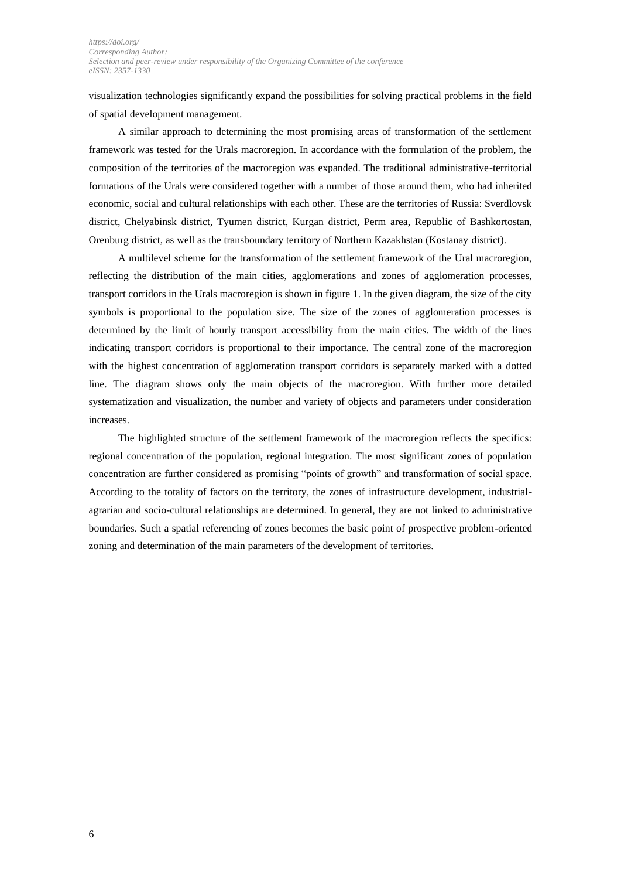visualization technologies significantly expand the possibilities for solving practical problems in the field of spatial development management.

A similar approach to determining the most promising areas of transformation of the settlement framework was tested for the Urals macroregion. In accordance with the formulation of the problem, the composition of the territories of the macroregion was expanded. The traditional administrative-territorial formations of the Urals were considered together with a number of those around them, who had inherited economic, social and cultural relationships with each other. These are the territories of Russia: Sverdlovsk district, Chelyabinsk district, Tyumen district, Kurgan district, Perm area, Republic of Bashkortostan, Orenburg district, as well as the transboundary territory of Northern Kazakhstan (Kostanay district).

A multilevel scheme for the transformation of the settlement framework of the Ural macroregion, reflecting the distribution of the main cities, agglomerations and zones of agglomeration processes, transport corridors in the Urals macroregion is shown in figure 1. In the given diagram, the size of the city symbols is proportional to the population size. The size of the zones of agglomeration processes is determined by the limit of hourly transport accessibility from the main cities. The width of the lines indicating transport corridors is proportional to their importance. The central zone of the macroregion with the highest concentration of agglomeration transport corridors is separately marked with a dotted line. The diagram shows only the main objects of the macroregion. With further more detailed systematization and visualization, the number and variety of objects and parameters under consideration increases.

The highlighted structure of the settlement framework of the macroregion reflects the specifics: regional concentration of the population, regional integration. The most significant zones of population concentration are further considered as promising "points of growth" and transformation of social space. According to the totality of factors on the territory, the zones of infrastructure development, industrial-agrarian and socio-cultural relationships are determined. In general, they are not linked to administrative boundaries. Such a spatial referencing of zones becomes the basic point of prospective problem-oriented zoning and determination of the main parameters of the development of territories.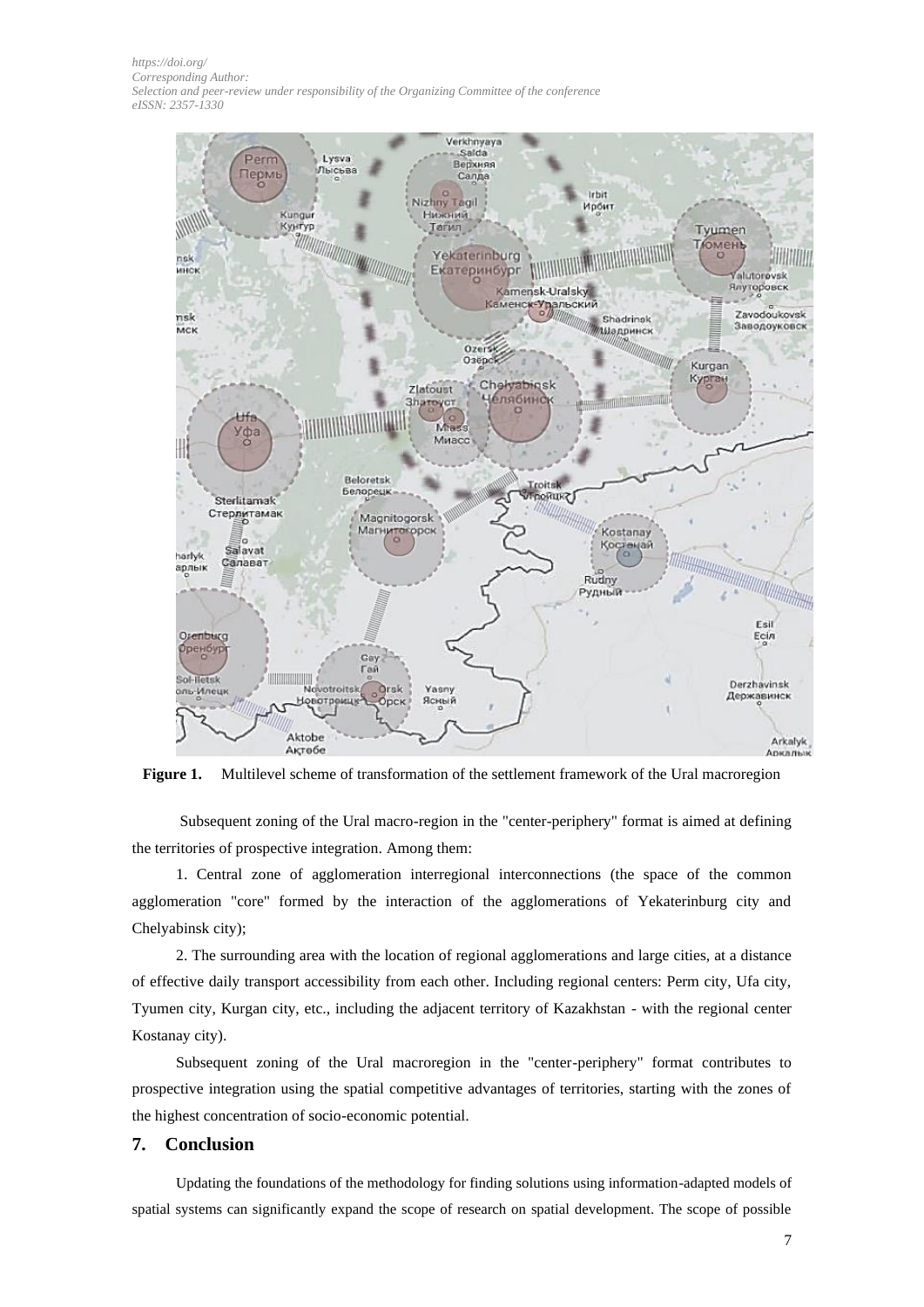Figure 1. Multilevel scheme of transformation of the settlement framework of the Ural macroregion

Subsequent zoning of the Ural macro-region in the "center-periphery" format is aimed at defining the territories of prospective integration. Among them:

1. Central zone of agglomeration interregional interconnections (the space of the common agglomeration "core" formed by the interaction of the agglomerations of Yekaterinburg city and Chelyabinsk city);

2. The surrounding area with the location of regional agglomerations and large cities, at a distance of effective daily transport accessibility from each other. Including regional centers: Perm city, Ufa city, Tyumen city, Kurgan city, etc., including the adjacent territory of Kazakhstan - with the regional center Kostanay city).

Subsequent zoning of the Ural macroregion in the "center-periphery" format contributes to prospective integration using the spatial competitive advantages of territories, starting with the zones of the highest concentration of socio-economic potential.

## 7. Conclusion

Updating the foundations of the methodology for finding solutions using information-adapted models of spatial systems can significantly expand the scope of research on spatial development. The scope of possible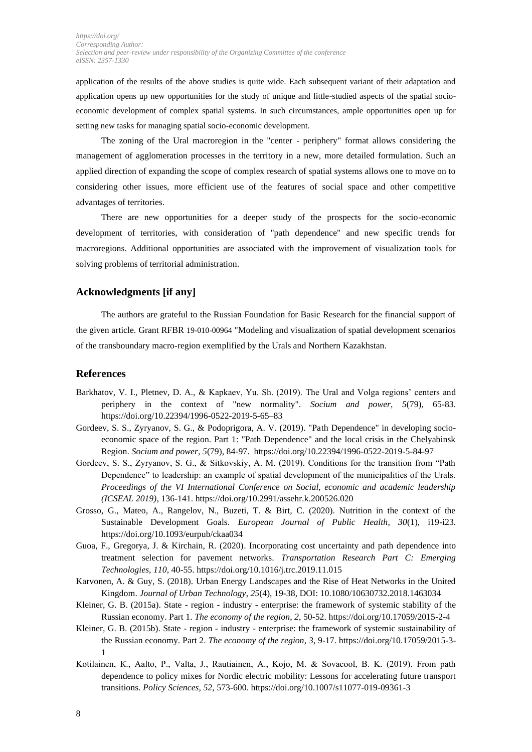application of the results of the above studies is quite wide. Each subsequent variant of their adaptation and application opens up new opportunities for the study of unique and little-studied aspects of the spatial socio-economic development of complex spatial systems. In such circumstances, ample opportunities open up for setting new tasks for managing spatial socio-economic development.

The zoning of the Ural macroregion in the "center - periphery" format allows considering the management of agglomeration processes in the territory in a new, more detailed formulation. Such an applied direction of expanding the scope of complex research of spatial systems allows one to move on to considering other issues, more efficient use of the features of social space and other competitive advantages of territories.

There are new opportunities for a deeper study of the prospects for the socio-economic development of territories, with consideration of "path dependence" and new specific trends for macroregions. Additional opportunities are associated with the improvement of visualization tools for solving problems of territorial administration.

## Acknowledgments [if any]

The authors are grateful to the Russian Foundation for Basic Research for the financial support of the given article. Grant RFBR 19-010-00964 "Modeling and visualization of spatial development scenarios of the transboundary macro-region exemplified by the Urals and Northern Kazakhstan.

## References

Barkhatov, V. I., Pletnev, D. A., & Kapkaev, Yu. Sh. (2019). The Ural and Volga regions' centers and periphery in the context of "new normality". *Socium and power, 5*(79), 65-83. https://doi.org/10.22394/1996-0522-2019-5-65–83

Gordeev, S. S., Zyryanov, S. G., & Podoprigora, A. V. (2019). "Path Dependence" in developing socio-economic space of the region. Part 1: "Path Dependence" and the local crisis in the Chelyabinsk Region. *Socium and power*, *5*(79), 84-97. https://doi.org/10.22394/1996-0522-2019-5-84-97

Gordeev, S. S., Zyryanov, S. G., & Sitkovskiy, A. M. (2019). Conditions for the transition from "Path Dependence" to leadership: an example of spatial development of the municipalities of the Urals. *Proceedings of the VI International Conference on Social, economic and academic leadership (ICSEAL 2019),* 136-141. https://doi.org/10.2991/assehr.k.200526.020

Grosso, G., Mateo, A., Rangelov, N., Buzeti, T. & Birt, C. (2020). Nutrition in the context of the Sustainable Development Goals. *European Journal of Public Health*, *30*(1), i19-i23. https://doi.org/10.1093/eurpub/ckaa034

Guoa, F., Gregorya, J. & Kirchain, R. (2020). Incorporating cost uncertainty and path dependence into treatment selection for pavement networks. *Transportation Research Part C: Emerging Technologies*, *110*, 40-55. https://doi.org/10.1016/j.trc.2019.11.015

Karvonen, A. & Guy, S. (2018). Urban Energy Landscapes and the Rise of Heat Networks in the United Kingdom. *Journal of Urban Technology*, *25*(4), 19-38, DOI: 10.1080/10630732.2018.1463034

Kleiner, G. B. (2015a). State - region - industry - enterprise: the framework of systemic stability of the Russian economy. Part 1. *The economy of the region*, *2*, 50-52. https://doi.org/10.17059/2015-2-4

Kleiner, G. B. (2015b). State - region - industry - enterprise: the framework of systemic sustainability of the Russian economy. Part 2. *The economy of the region*, *3*, 9-17. https://doi.org/10.17059/2015-3-1

Kotilainen, K., Aalto, P., Valta, J., Rautiainen, A., Kojo, M. & Sovacool, B. K. (2019). From path dependence to policy mixes for Nordic electric mobility: Lessons for accelerating future transport transitions. *Policy Sciences, 52*, 573-600. https://doi.org/10.1007/s11077-019-09361-3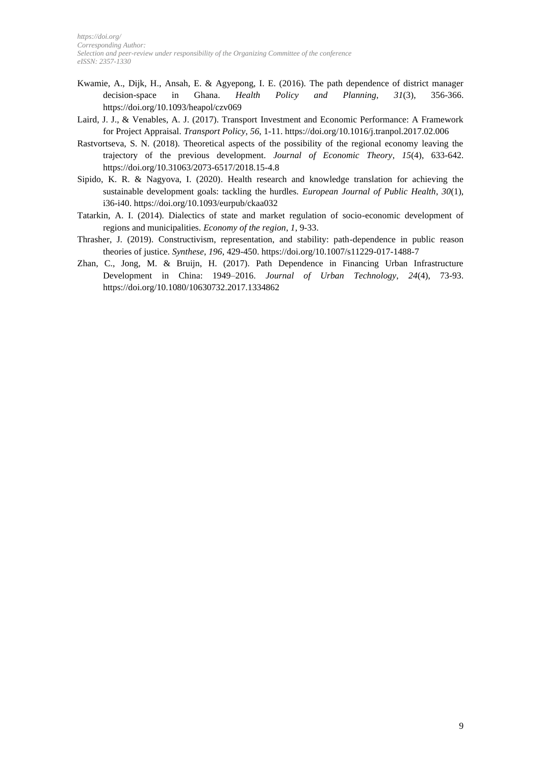Kwamie, A., Dijk, H., Ansah, E. & Agyepong, I. E. (2016). The path dependence of district manager decision-space in Ghana. *Health Policy and Planning*, *31*(3), 356-366. https://doi.org/10.1093/heapol/czv069

Laird, J. J., & Venables, A. J. (2017). Transport Investment and Economic Performance: A Framework for Project Appraisal. *Transport Policy*, *56*, 1-11. https://doi.org/10.1016/j.tranpol.2017.02.006

Rastvortseva, S. N. (2018). Theoretical aspects of the possibility of the regional economy leaving the trajectory of the previous development. *Journal of Economic Theory*, *15*(4), 633-642. https://doi.org/10.31063/2073-6517/2018.15-4.8

Sipido, K. R. & Nagyova, I. (2020). Health research and knowledge translation for achieving the sustainable development goals: tackling the hurdles. *European Journal of Public Health*, *30*(1), i36-i40. https://doi.org/10.1093/eurpub/ckaa032

Tatarkin, A. I. (2014). Dialectics of state and market regulation of socio-economic development of regions and municipalities. *Economy of the region*, *1*, 9-33.

Thrasher, J. (2019). Constructivism, representation, and stability: path-dependence in public reason theories of justice. *Synthese*, *196*, 429-450. https://doi.org/10.1007/s11229-017-1488-7

Zhan, C., Jong, M. & Bruijn, H. (2017). Path Dependence in Financing Urban Infrastructure Development in China: 1949–2016. *Journal of Urban Technology*, *24*(4), 73-93. https://doi.org/10.1080/10630732.2017.1334862